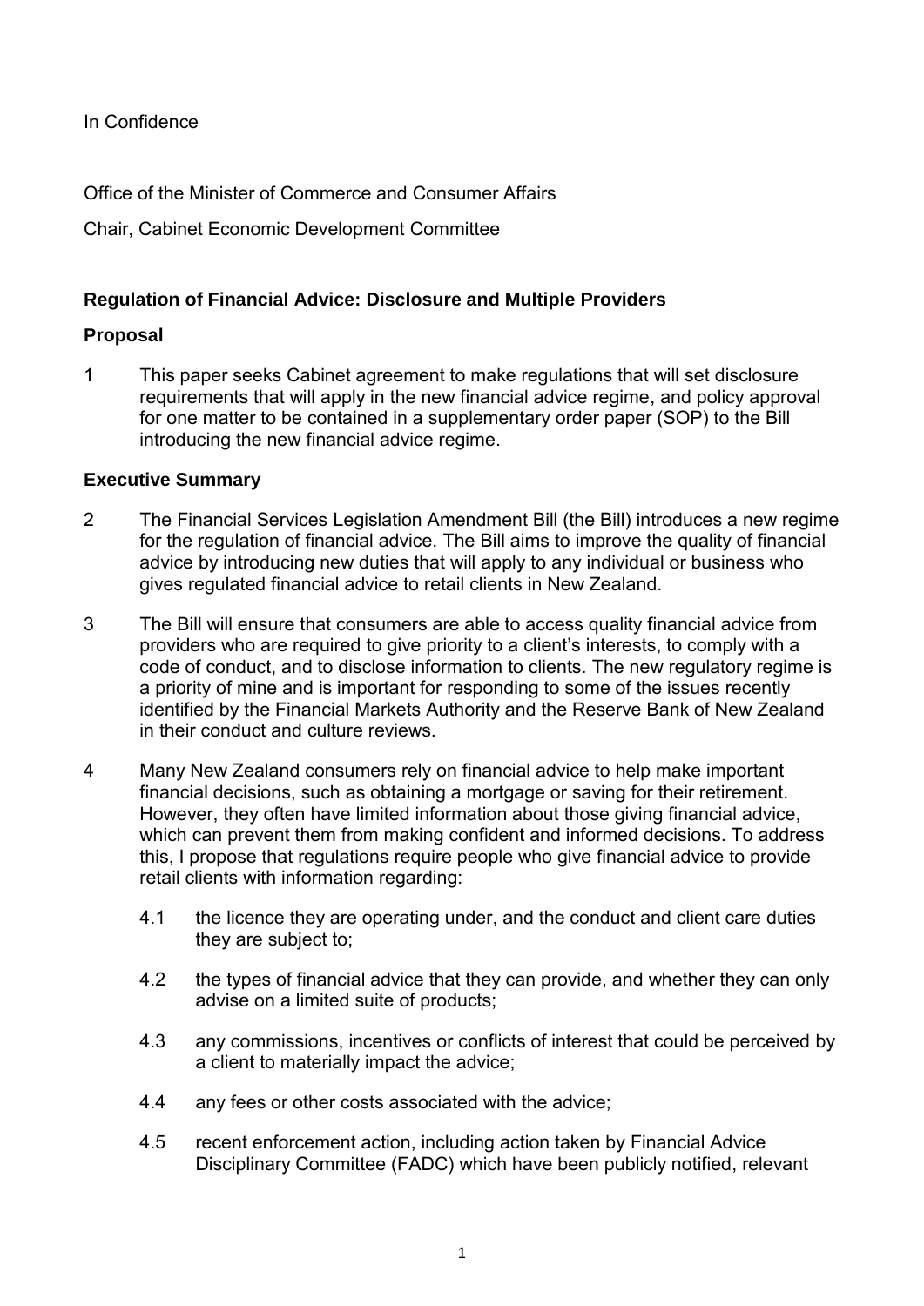In Confidence

Office of the Minister of Commerce and Consumer Affairs

Chair, Cabinet Economic Development Committee

## Regulation of Financial Advice: Disclosure and Multiple Providers

### Proposal

1 This paper seeks Cabinet agreement to make regulations that will set disclosure requirements that will apply in the new financial advice regime, and policy approval for one matter to be contained in a supplementary order paper (SOP) to the Bill introducing the new financial advice regime.

### Executive Summary

2 The Financial Services Legislation Amendment Bill (the Bill) introduces a new regime for the regulation of financial advice. The Bill aims to improve the quality of financial advice by introducing new duties that will apply to any individual or business who gives regulated financial advice to retail clients in New Zealand.

3 The Bill will ensure that consumers are able to access quality financial advice from providers who are required to give priority to a client's interests, to comply with a code of conduct, and to disclose information to clients. The new regulatory regime is a priority of mine and is important for responding to some of the issues recently identified by the Financial Markets Authority and the Reserve Bank of New Zealand in their conduct and culture reviews.

4 Many New Zealand consumers rely on financial advice to help make important financial decisions, such as obtaining a mortgage or saving for their retirement. However, they often have limited information about those giving financial advice, which can prevent them from making confident and informed decisions. To address this, I propose that regulations require people who give financial advice to provide retail clients with information regarding:

4.1 the licence they are operating under, and the conduct and client care duties they are subject to;

4.2 the types of financial advice that they can provide, and whether they can only advise on a limited suite of products;

4.3 any commissions, incentives or conflicts of interest that could be perceived by a client to materially impact the advice;

4.4 any fees or other costs associated with the advice;

4.5 recent enforcement action, including action taken by Financial Advice Disciplinary Committee (FADC) which have been publicly notified, relevant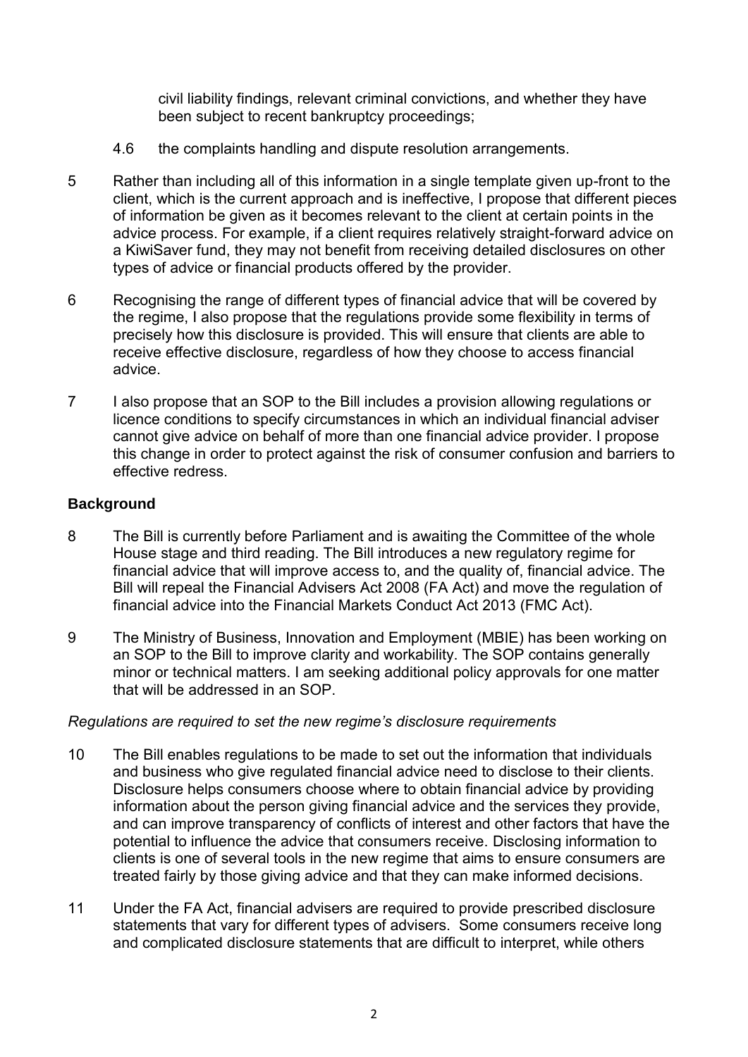civil liability findings, relevant criminal convictions, and whether they have been subject to recent bankruptcy proceedings;

4.6 the complaints handling and dispute resolution arrangements.

5 Rather than including all of this information in a single template given up-front to the client, which is the current approach and is ineffective, I propose that different pieces of information be given as it becomes relevant to the client at certain points in the advice process. For example, if a client requires relatively straight-forward advice on a KiwiSaver fund, they may not benefit from receiving detailed disclosures on other types of advice or financial products offered by the provider.

6 Recognising the range of different types of financial advice that will be covered by the regime, I also propose that the regulations provide some flexibility in terms of precisely how this disclosure is provided. This will ensure that clients are able to receive effective disclosure, regardless of how they choose to access financial advice.

7 I also propose that an SOP to the Bill includes a provision allowing regulations or licence conditions to specify circumstances in which an individual financial adviser cannot give advice on behalf of more than one financial advice provider. I propose this change in order to protect against the risk of consumer confusion and barriers to effective redress.

## Background

8 The Bill is currently before Parliament and is awaiting the Committee of the whole House stage and third reading. The Bill introduces a new regulatory regime for financial advice that will improve access to, and the quality of, financial advice. The Bill will repeal the Financial Advisers Act 2008 (FA Act) and move the regulation of financial advice into the Financial Markets Conduct Act 2013 (FMC Act).

9 The Ministry of Business, Innovation and Employment (MBIE) has been working on an SOP to the Bill to improve clarity and workability. The SOP contains generally minor or technical matters. I am seeking additional policy approvals for one matter that will be addressed in an SOP.

*Regulations are required to set the new regime's disclosure requirements*

10 The Bill enables regulations to be made to set out the information that individuals and business who give regulated financial advice need to disclose to their clients. Disclosure helps consumers choose where to obtain financial advice by providing information about the person giving financial advice and the services they provide, and can improve transparency of conflicts of interest and other factors that have the potential to influence the advice that consumers receive. Disclosing information to clients is one of several tools in the new regime that aims to ensure consumers are treated fairly by those giving advice and that they can make informed decisions.

11 Under the FA Act, financial advisers are required to provide prescribed disclosure statements that vary for different types of advisers. Some consumers receive long and complicated disclosure statements that are difficult to interpret, while others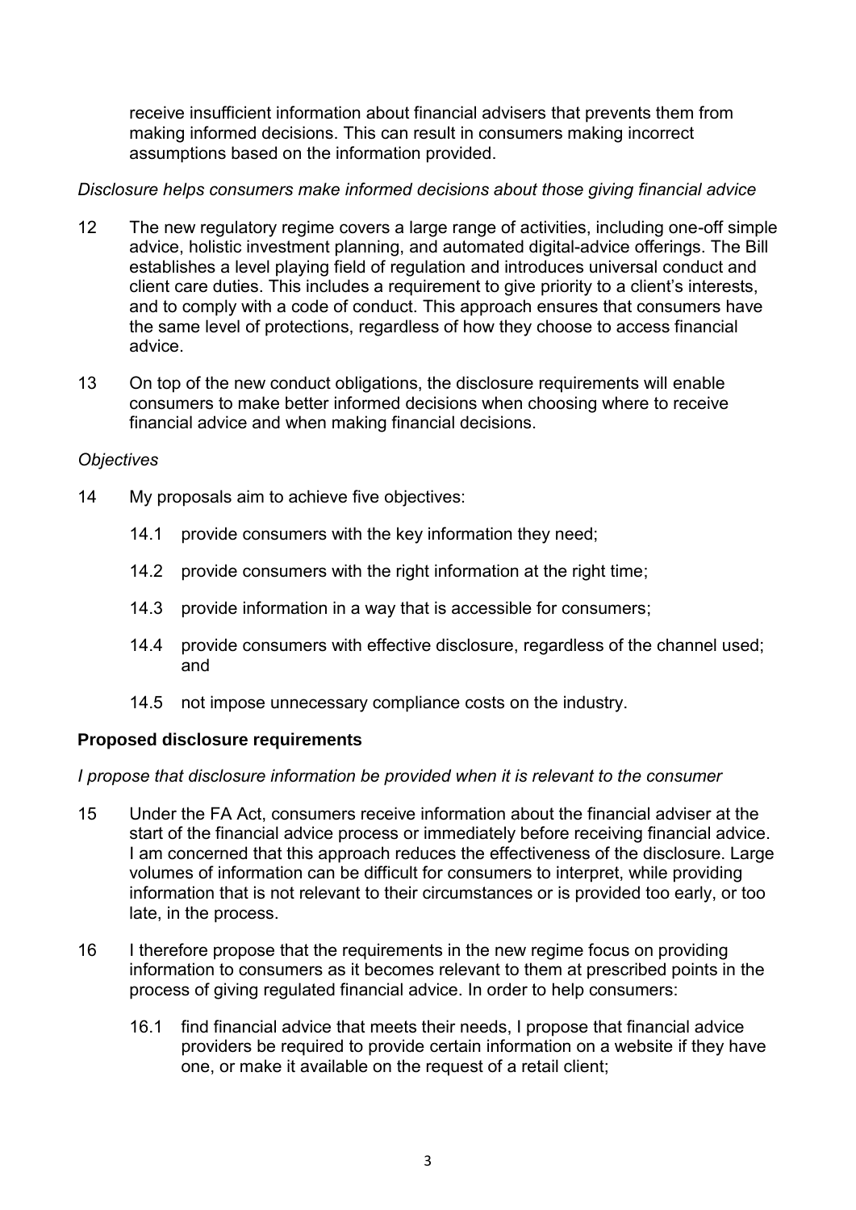receive insufficient information about financial advisers that prevents them from making informed decisions. This can result in consumers making incorrect assumptions based on the information provided.

*Disclosure helps consumers make informed decisions about those giving financial advice*

12 The new regulatory regime covers a large range of activities, including one-off simple advice, holistic investment planning, and automated digital-advice offerings. The Bill establishes a level playing field of regulation and introduces universal conduct and client care duties. This includes a requirement to give priority to a client's interests, and to comply with a code of conduct. This approach ensures that consumers have the same level of protections, regardless of how they choose to access financial advice.

13 On top of the new conduct obligations, the disclosure requirements will enable consumers to make better informed decisions when choosing where to receive financial advice and when making financial decisions.

*Objectives*

14 My proposals aim to achieve five objectives:

14.1 provide consumers with the key information they need;

14.2 provide consumers with the right information at the right time;

14.3 provide information in a way that is accessible for consumers;

14.4 provide consumers with effective disclosure, regardless of the channel used; and

14.5 not impose unnecessary compliance costs on the industry.

**Proposed disclosure requirements**

*I propose that disclosure information be provided when it is relevant to the consumer*

15 Under the FA Act, consumers receive information about the financial adviser at the start of the financial advice process or immediately before receiving financial advice. I am concerned that this approach reduces the effectiveness of the disclosure. Large volumes of information can be difficult for consumers to interpret, while providing information that is not relevant to their circumstances or is provided too early, or too late, in the process.

16 I therefore propose that the requirements in the new regime focus on providing information to consumers as it becomes relevant to them at prescribed points in the process of giving regulated financial advice. In order to help consumers:

16.1 find financial advice that meets their needs, I propose that financial advice providers be required to provide certain information on a website if they have one, or make it available on the request of a retail client;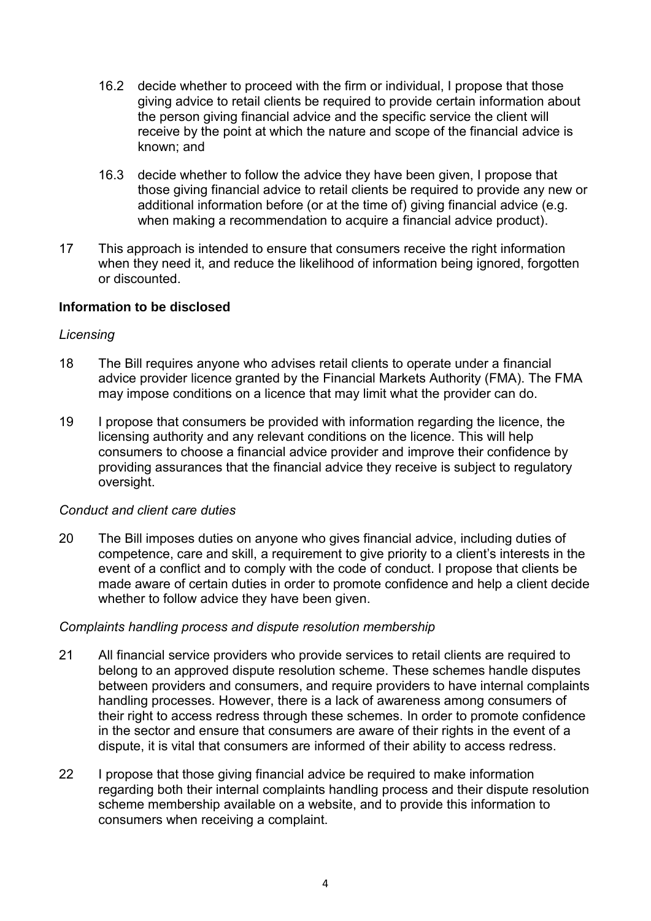16.2 decide whether to proceed with the firm or individual, I propose that those giving advice to retail clients be required to provide certain information about the person giving financial advice and the specific service the client will receive by the point at which the nature and scope of the financial advice is known; and

16.3 decide whether to follow the advice they have been given, I propose that those giving financial advice to retail clients be required to provide any new or additional information before (or at the time of) giving financial advice (e.g. when making a recommendation to acquire a financial advice product).

17 This approach is intended to ensure that consumers receive the right information when they need it, and reduce the likelihood of information being ignored, forgotten or discounted.

**Information to be disclosed**

*Licensing*

18 The Bill requires anyone who advises retail clients to operate under a financial advice provider licence granted by the Financial Markets Authority (FMA). The FMA may impose conditions on a licence that may limit what the provider can do.

19 I propose that consumers be provided with information regarding the licence, the licensing authority and any relevant conditions on the licence. This will help consumers to choose a financial advice provider and improve their confidence by providing assurances that the financial advice they receive is subject to regulatory oversight.

*Conduct and client care duties*

20 The Bill imposes duties on anyone who gives financial advice, including duties of competence, care and skill, a requirement to give priority to a client's interests in the event of a conflict and to comply with the code of conduct. I propose that clients be made aware of certain duties in order to promote confidence and help a client decide whether to follow advice they have been given.

*Complaints handling process and dispute resolution membership*

21 All financial service providers who provide services to retail clients are required to belong to an approved dispute resolution scheme. These schemes handle disputes between providers and consumers, and require providers to have internal complaints handling processes. However, there is a lack of awareness among consumers of their right to access redress through these schemes. In order to promote confidence in the sector and ensure that consumers are aware of their rights in the event of a dispute, it is vital that consumers are informed of their ability to access redress.

22 I propose that those giving financial advice be required to make information regarding both their internal complaints handling process and their dispute resolution scheme membership available on a website, and to provide this information to consumers when receiving a complaint.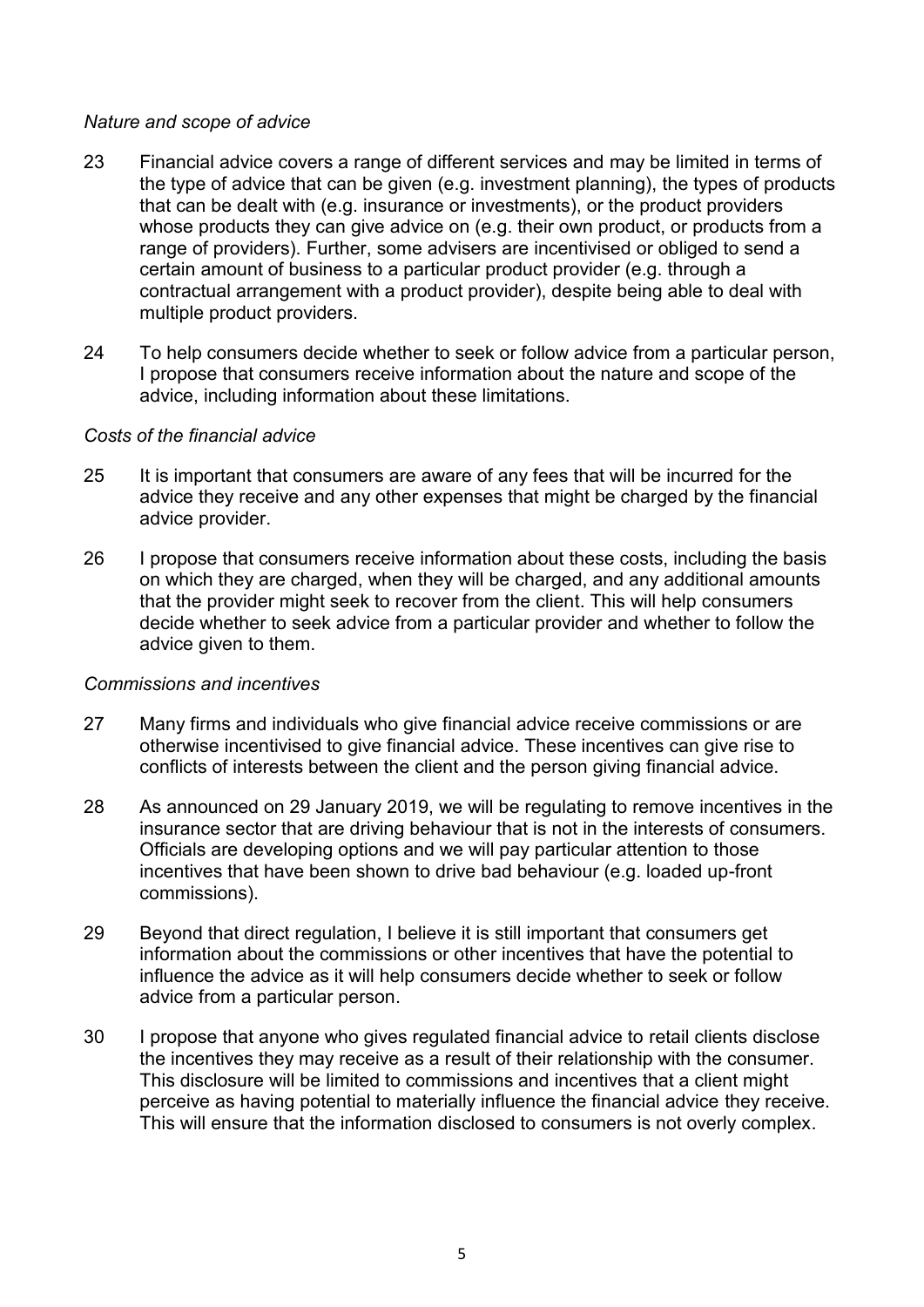*Nature and scope of advice*

23 Financial advice covers a range of different services and may be limited in terms of the type of advice that can be given (e.g. investment planning), the types of products that can be dealt with (e.g. insurance or investments), or the product providers whose products they can give advice on (e.g. their own product, or products from a range of providers). Further, some advisers are incentivised or obliged to send a certain amount of business to a particular product provider (e.g. through a contractual arrangement with a product provider), despite being able to deal with multiple product providers.

24 To help consumers decide whether to seek or follow advice from a particular person, I propose that consumers receive information about the nature and scope of the advice, including information about these limitations.

*Costs of the financial advice*

25 It is important that consumers are aware of any fees that will be incurred for the advice they receive and any other expenses that might be charged by the financial advice provider.

26 I propose that consumers receive information about these costs, including the basis on which they are charged, when they will be charged, and any additional amounts that the provider might seek to recover from the client. This will help consumers decide whether to seek advice from a particular provider and whether to follow the advice given to them.

*Commissions and incentives*

27 Many firms and individuals who give financial advice receive commissions or are otherwise incentivised to give financial advice. These incentives can give rise to conflicts of interests between the client and the person giving financial advice.

28 As announced on 29 January 2019, we will be regulating to remove incentives in the insurance sector that are driving behaviour that is not in the interests of consumers. Officials are developing options and we will pay particular attention to those incentives that have been shown to drive bad behaviour (e.g. loaded up-front commissions).

29 Beyond that direct regulation, I believe it is still important that consumers get information about the commissions or other incentives that have the potential to influence the advice as it will help consumers decide whether to seek or follow advice from a particular person.

30 I propose that anyone who gives regulated financial advice to retail clients disclose the incentives they may receive as a result of their relationship with the consumer. This disclosure will be limited to commissions and incentives that a client might perceive as having potential to materially influence the financial advice they receive. This will ensure that the information disclosed to consumers is not overly complex.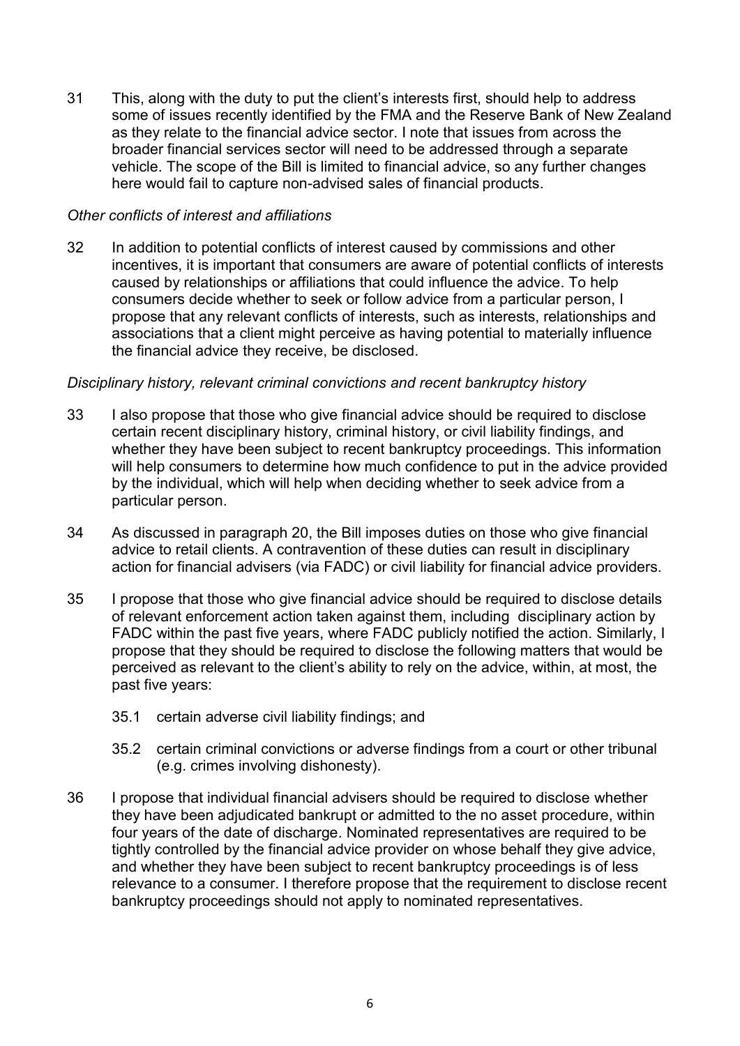31 This, along with the duty to put the client's interests first, should help to address some of issues recently identified by the FMA and the Reserve Bank of New Zealand as they relate to the financial advice sector. I note that issues from across the broader financial services sector will need to be addressed through a separate vehicle. The scope of the Bill is limited to financial advice, so any further changes here would fail to capture non-advised sales of financial products.

*Other conflicts of interest and affiliations*

32 In addition to potential conflicts of interest caused by commissions and other incentives, it is important that consumers are aware of potential conflicts of interests caused by relationships or affiliations that could influence the advice. To help consumers decide whether to seek or follow advice from a particular person, I propose that any relevant conflicts of interests, such as interests, relationships and associations that a client might perceive as having potential to materially influence the financial advice they receive, be disclosed.

*Disciplinary history, relevant criminal convictions and recent bankruptcy history*

33 I also propose that those who give financial advice should be required to disclose certain recent disciplinary history, criminal history, or civil liability findings, and whether they have been subject to recent bankruptcy proceedings. This information will help consumers to determine how much confidence to put in the advice provided by the individual, which will help when deciding whether to seek advice from a particular person.

34 As discussed in paragraph 20, the Bill imposes duties on those who give financial advice to retail clients. A contravention of these duties can result in disciplinary action for financial advisers (via FADC) or civil liability for financial advice providers.

35 I propose that those who give financial advice should be required to disclose details of relevant enforcement action taken against them, including disciplinary action by FADC within the past five years, where FADC publicly notified the action. Similarly, I propose that they should be required to disclose the following matters that would be perceived as relevant to the client's ability to rely on the advice, within, at most, the past five years:

35.1 certain adverse civil liability findings; and

35.2 certain criminal convictions or adverse findings from a court or other tribunal (e.g. crimes involving dishonesty).

36 I propose that individual financial advisers should be required to disclose whether they have been adjudicated bankrupt or admitted to the no asset procedure, within four years of the date of discharge. Nominated representatives are required to be tightly controlled by the financial advice provider on whose behalf they give advice, and whether they have been subject to recent bankruptcy proceedings is of less relevance to a consumer. I therefore propose that the requirement to disclose recent bankruptcy proceedings should not apply to nominated representatives.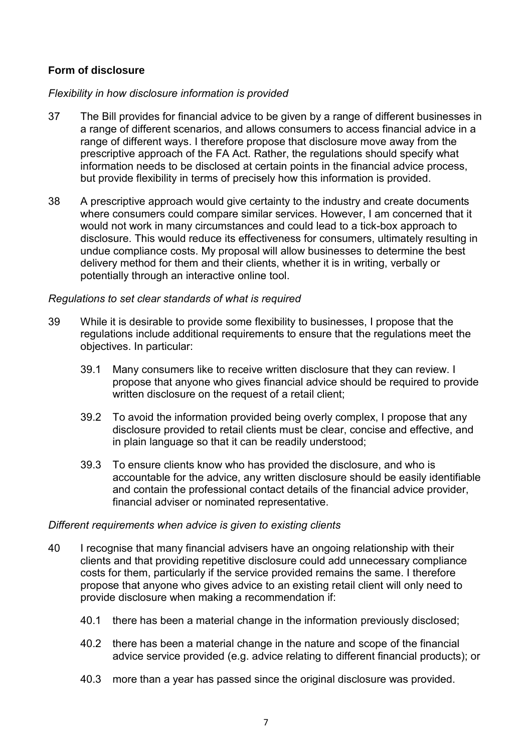## Form of disclosure

*Flexibility in how disclosure information is provided*

37 The Bill provides for financial advice to be given by a range of different businesses in a range of different scenarios, and allows consumers to access financial advice in a range of different ways. I therefore propose that disclosure move away from the prescriptive approach of the FA Act. Rather, the regulations should specify what information needs to be disclosed at certain points in the financial advice process, but provide flexibility in terms of precisely how this information is provided.

38 A prescriptive approach would give certainty to the industry and create documents where consumers could compare similar services. However, I am concerned that it would not work in many circumstances and could lead to a tick-box approach to disclosure. This would reduce its effectiveness for consumers, ultimately resulting in undue compliance costs. My proposal will allow businesses to determine the best delivery method for them and their clients, whether it is in writing, verbally or potentially through an interactive online tool.

*Regulations to set clear standards of what is required*

39 While it is desirable to provide some flexibility to businesses, I propose that the regulations include additional requirements to ensure that the regulations meet the objectives. In particular:

39.1 Many consumers like to receive written disclosure that they can review. I propose that anyone who gives financial advice should be required to provide written disclosure on the request of a retail client;

39.2 To avoid the information provided being overly complex, I propose that any disclosure provided to retail clients must be clear, concise and effective, and in plain language so that it can be readily understood;

39.3 To ensure clients know who has provided the disclosure, and who is accountable for the advice, any written disclosure should be easily identifiable and contain the professional contact details of the financial advice provider, financial adviser or nominated representative.

*Different requirements when advice is given to existing clients*

40 I recognise that many financial advisers have an ongoing relationship with their clients and that providing repetitive disclosure could add unnecessary compliance costs for them, particularly if the service provided remains the same. I therefore propose that anyone who gives advice to an existing retail client will only need to provide disclosure when making a recommendation if:

40.1 there has been a material change in the information previously disclosed;

40.2 there has been a material change in the nature and scope of the financial advice service provided (e.g. advice relating to different financial products); or

40.3 more than a year has passed since the original disclosure was provided.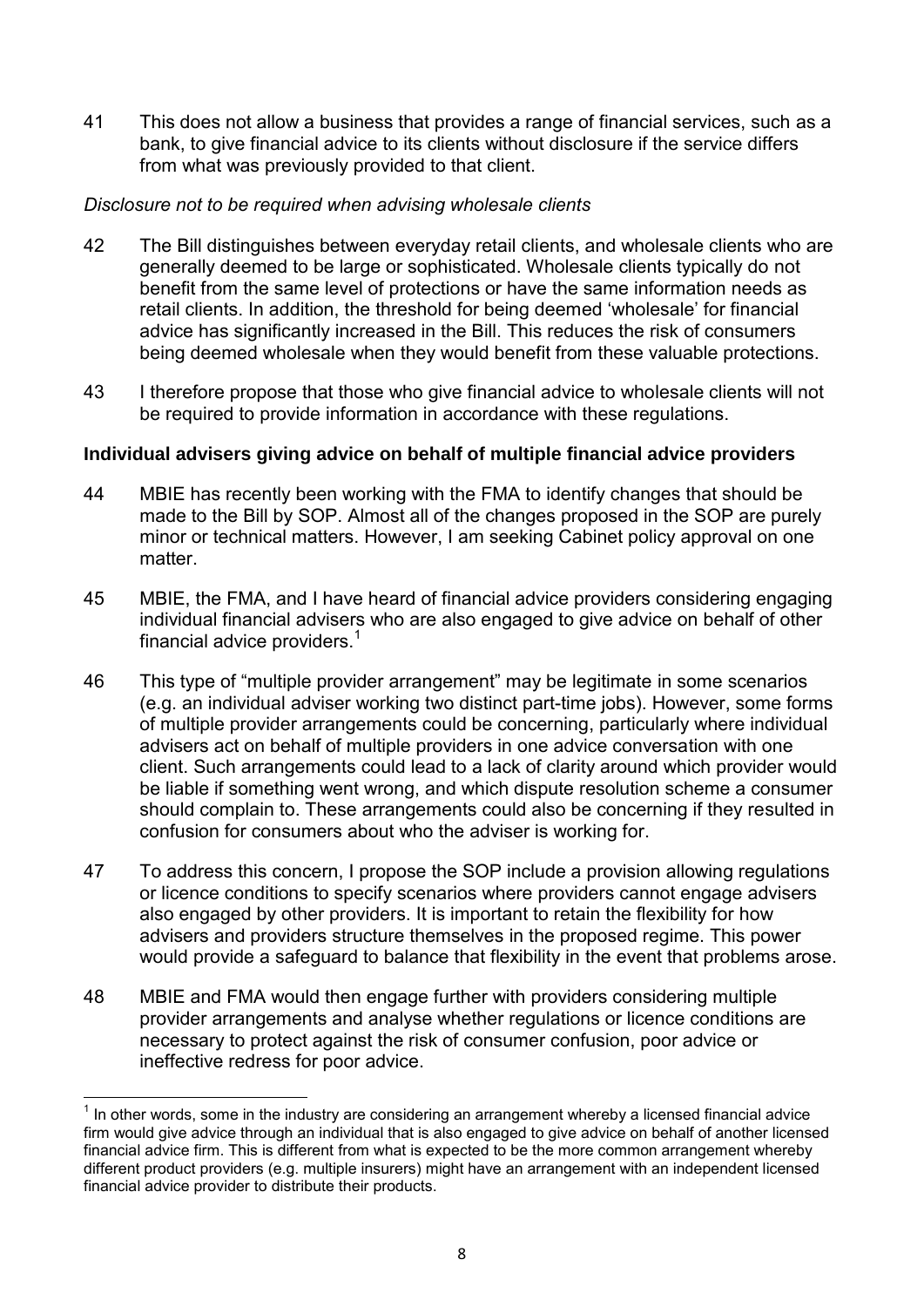41 This does not allow a business that provides a range of financial services, such as a bank, to give financial advice to its clients without disclosure if the service differs from what was previously provided to that client.

*Disclosure not to be required when advising wholesale clients*

42 The Bill distinguishes between everyday retail clients, and wholesale clients who are generally deemed to be large or sophisticated. Wholesale clients typically do not benefit from the same level of protections or have the same information needs as retail clients. In addition, the threshold for being deemed 'wholesale' for financial advice has significantly increased in the Bill. This reduces the risk of consumers being deemed wholesale when they would benefit from these valuable protections.

43 I therefore propose that those who give financial advice to wholesale clients will not be required to provide information in accordance with these regulations.

**Individual advisers giving advice on behalf of multiple financial advice providers**

44 MBIE has recently been working with the FMA to identify changes that should be made to the Bill by SOP. Almost all of the changes proposed in the SOP are purely minor or technical matters. However, I am seeking Cabinet policy approval on one matter.

45 MBIE, the FMA, and I have heard of financial advice providers considering engaging individual financial advisers who are also engaged to give advice on behalf of other financial advice providers.[1]

46 This type of "multiple provider arrangement" may be legitimate in some scenarios (e.g. an individual adviser working two distinct part-time jobs). However, some forms of multiple provider arrangements could be concerning, particularly where individual advisers act on behalf of multiple providers in one advice conversation with one client. Such arrangements could lead to a lack of clarity around which provider would be liable if something went wrong, and which dispute resolution scheme a consumer should complain to. These arrangements could also be concerning if they resulted in confusion for consumers about who the adviser is working for.

47 To address this concern, I propose the SOP include a provision allowing regulations or licence conditions to specify scenarios where providers cannot engage advisers also engaged by other providers. It is important to retain the flexibility for how advisers and providers structure themselves in the proposed regime. This power would provide a safeguard to balance that flexibility in the event that problems arose.

48 MBIE and FMA would then engage further with providers considering multiple provider arrangements and analyse whether regulations or licence conditions are necessary to protect against the risk of consumer confusion, poor advice or ineffective redress for poor advice.

---

[1] In other words, some in the industry are considering an arrangement whereby a licensed financial advice firm would give advice through an individual that is also engaged to give advice on behalf of another licensed financial advice firm. This is different from what is expected to be the more common arrangement whereby different product providers (e.g. multiple insurers) might have an arrangement with an independent licensed financial advice provider to distribute their products.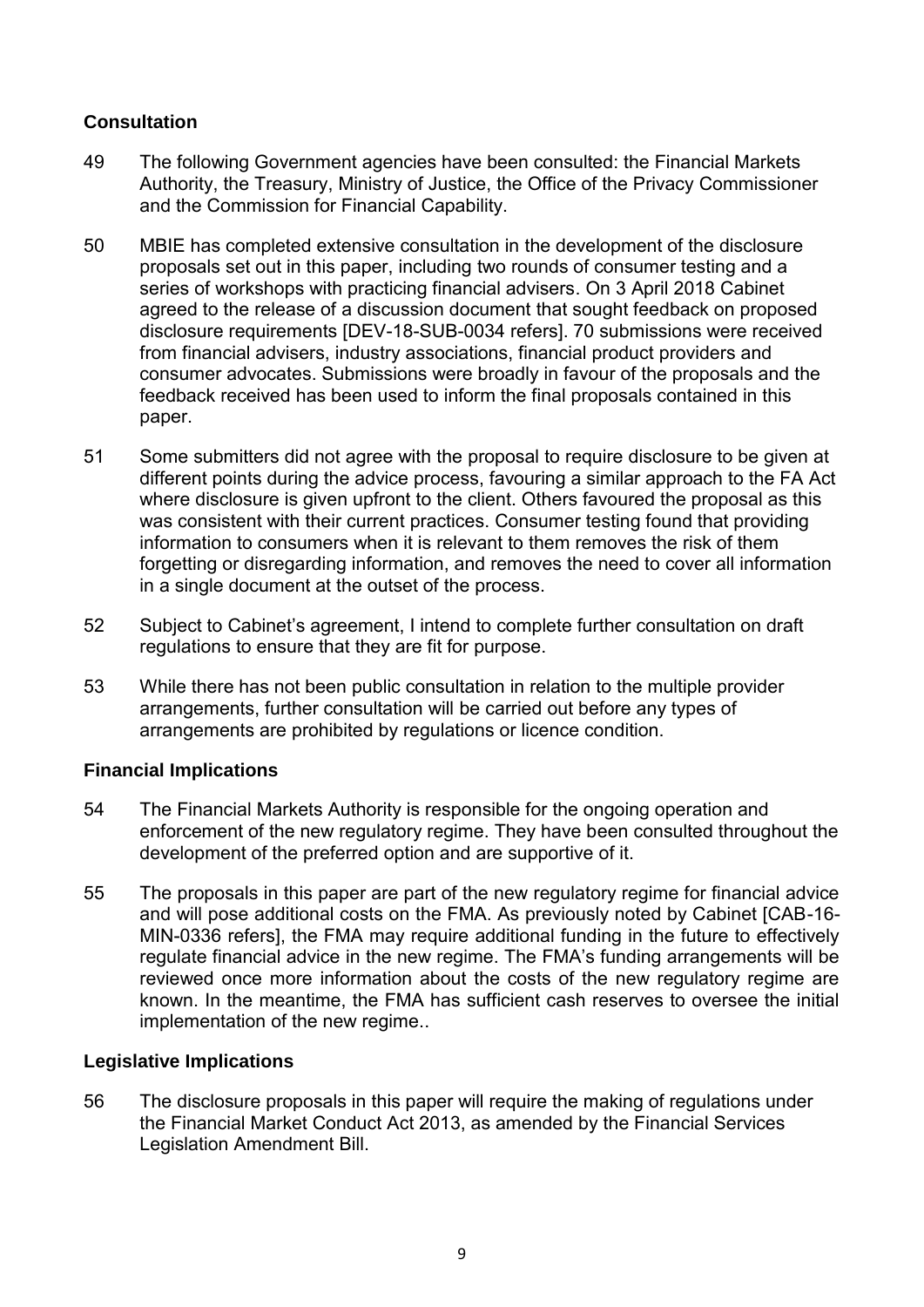**Consultation**

49 The following Government agencies have been consulted: the Financial Markets Authority, the Treasury, Ministry of Justice, the Office of the Privacy Commissioner and the Commission for Financial Capability.

50 MBIE has completed extensive consultation in the development of the disclosure proposals set out in this paper, including two rounds of consumer testing and a series of workshops with practicing financial advisers. On 3 April 2018 Cabinet agreed to the release of a discussion document that sought feedback on proposed disclosure requirements [DEV-18-SUB-0034 refers]. 70 submissions were received from financial advisers, industry associations, financial product providers and consumer advocates. Submissions were broadly in favour of the proposals and the feedback received has been used to inform the final proposals contained in this paper.

51 Some submitters did not agree with the proposal to require disclosure to be given at different points during the advice process, favouring a similar approach to the FA Act where disclosure is given upfront to the client. Others favoured the proposal as this was consistent with their current practices. Consumer testing found that providing information to consumers when it is relevant to them removes the risk of them forgetting or disregarding information, and removes the need to cover all information in a single document at the outset of the process.

52 Subject to Cabinet's agreement, I intend to complete further consultation on draft regulations to ensure that they are fit for purpose.

53 While there has not been public consultation in relation to the multiple provider arrangements, further consultation will be carried out before any types of arrangements are prohibited by regulations or licence condition.

**Financial Implications**

54 The Financial Markets Authority is responsible for the ongoing operation and enforcement of the new regulatory regime. They have been consulted throughout the development of the preferred option and are supportive of it.

55 The proposals in this paper are part of the new regulatory regime for financial advice and will pose additional costs on the FMA. As previously noted by Cabinet [CAB-16-MIN-0336 refers], the FMA may require additional funding in the future to effectively regulate financial advice in the new regime. The FMA's funding arrangements will be reviewed once more information about the costs of the new regulatory regime are known. In the meantime, the FMA has sufficient cash reserves to oversee the initial implementation of the new regime..

**Legislative Implications**

56 The disclosure proposals in this paper will require the making of regulations under the Financial Market Conduct Act 2013, as amended by the Financial Services Legislation Amendment Bill.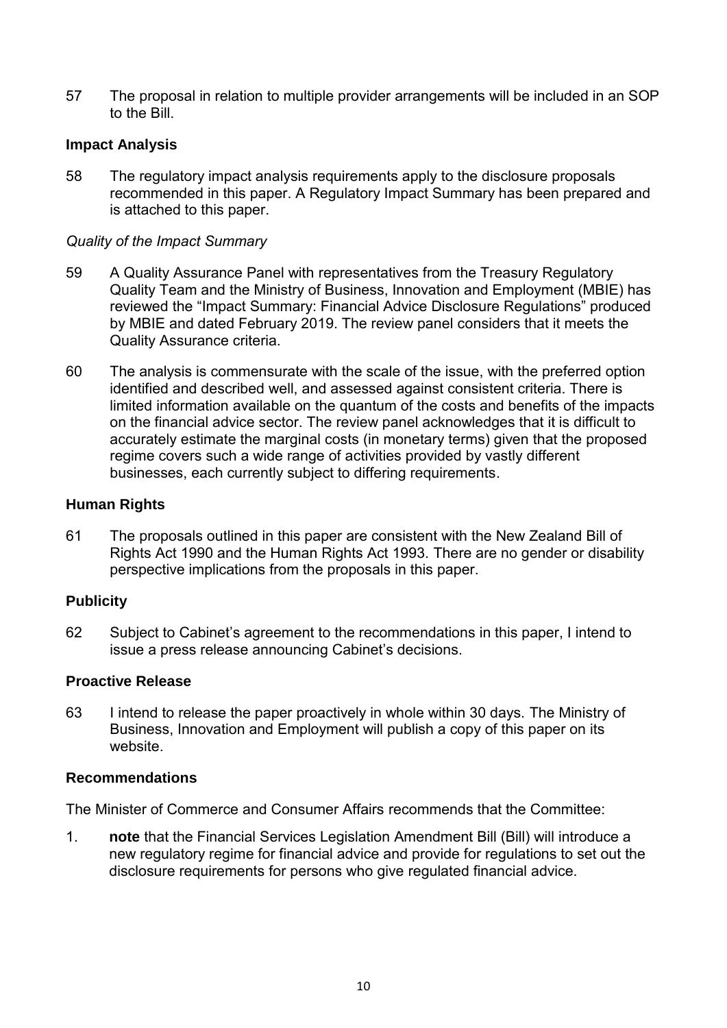57 The proposal in relation to multiple provider arrangements will be included in an SOP to the Bill.

## Impact Analysis

58 The regulatory impact analysis requirements apply to the disclosure proposals recommended in this paper. A Regulatory Impact Summary has been prepared and is attached to this paper.

### *Quality of the Impact Summary*

59 A Quality Assurance Panel with representatives from the Treasury Regulatory Quality Team and the Ministry of Business, Innovation and Employment (MBIE) has reviewed the "Impact Summary: Financial Advice Disclosure Regulations" produced by MBIE and dated February 2019. The review panel considers that it meets the Quality Assurance criteria.

60 The analysis is commensurate with the scale of the issue, with the preferred option identified and described well, and assessed against consistent criteria. There is limited information available on the quantum of the costs and benefits of the impacts on the financial advice sector. The review panel acknowledges that it is difficult to accurately estimate the marginal costs (in monetary terms) given that the proposed regime covers such a wide range of activities provided by vastly different businesses, each currently subject to differing requirements.

## Human Rights

61 The proposals outlined in this paper are consistent with the New Zealand Bill of Rights Act 1990 and the Human Rights Act 1993. There are no gender or disability perspective implications from the proposals in this paper.

## Publicity

62 Subject to Cabinet's agreement to the recommendations in this paper, I intend to issue a press release announcing Cabinet's decisions.

## Proactive Release

63 I intend to release the paper proactively in whole within 30 days. The Ministry of Business, Innovation and Employment will publish a copy of this paper on its website.

## Recommendations

The Minister of Commerce and Consumer Affairs recommends that the Committee:

1. **note** that the Financial Services Legislation Amendment Bill (Bill) will introduce a new regulatory regime for financial advice and provide for regulations to set out the disclosure requirements for persons who give regulated financial advice.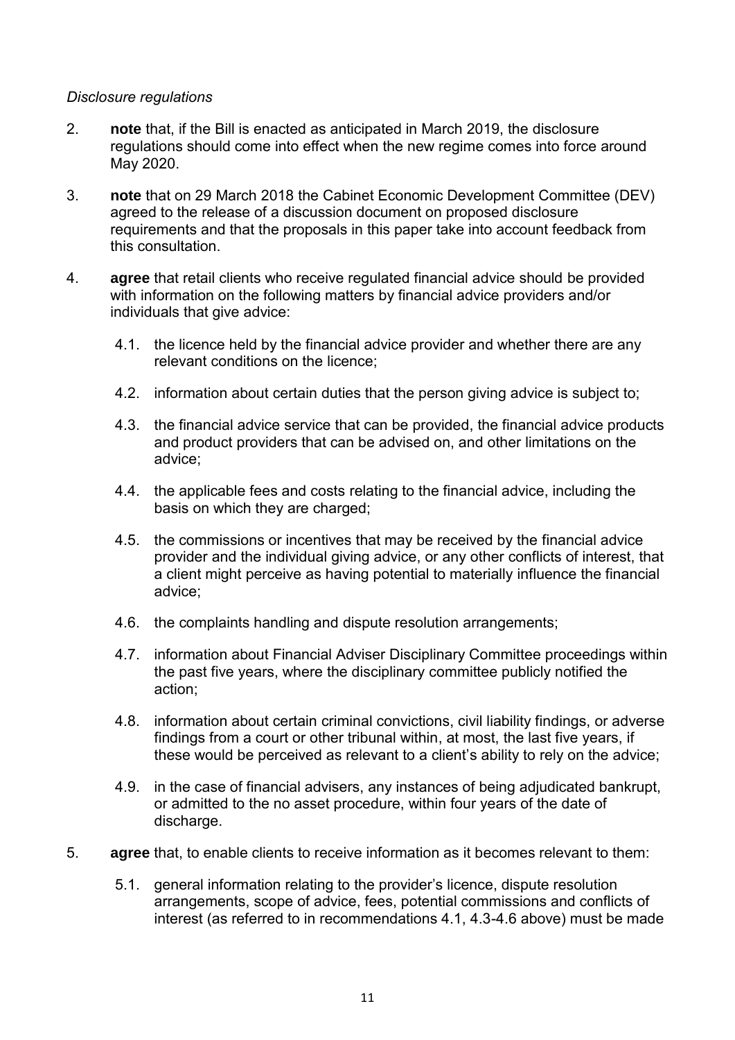*Disclosure regulations*

2. **note** that, if the Bill is enacted as anticipated in March 2019, the disclosure regulations should come into effect when the new regime comes into force around May 2020.

3. **note** that on 29 March 2018 the Cabinet Economic Development Committee (DEV) agreed to the release of a discussion document on proposed disclosure requirements and that the proposals in this paper take into account feedback from this consultation.

4. **agree** that retail clients who receive regulated financial advice should be provided with information on the following matters by financial advice providers and/or individuals that give advice:

   4.1. the licence held by the financial advice provider and whether there are any relevant conditions on the licence;

   4.2. information about certain duties that the person giving advice is subject to;

   4.3. the financial advice service that can be provided, the financial advice products and product providers that can be advised on, and other limitations on the advice;

   4.4. the applicable fees and costs relating to the financial advice, including the basis on which they are charged;

   4.5. the commissions or incentives that may be received by the financial advice provider and the individual giving advice, or any other conflicts of interest, that a client might perceive as having potential to materially influence the financial advice;

   4.6. the complaints handling and dispute resolution arrangements;

   4.7. information about Financial Adviser Disciplinary Committee proceedings within the past five years, where the disciplinary committee publicly notified the action;

   4.8. information about certain criminal convictions, civil liability findings, or adverse findings from a court or other tribunal within, at most, the last five years, if these would be perceived as relevant to a client's ability to rely on the advice;

   4.9. in the case of financial advisers, any instances of being adjudicated bankrupt, or admitted to the no asset procedure, within four years of the date of discharge.

5. **agree** that, to enable clients to receive information as it becomes relevant to them:

   5.1. general information relating to the provider's licence, dispute resolution arrangements, scope of advice, fees, potential commissions and conflicts of interest (as referred to in recommendations 4.1, 4.3-4.6 above) must be made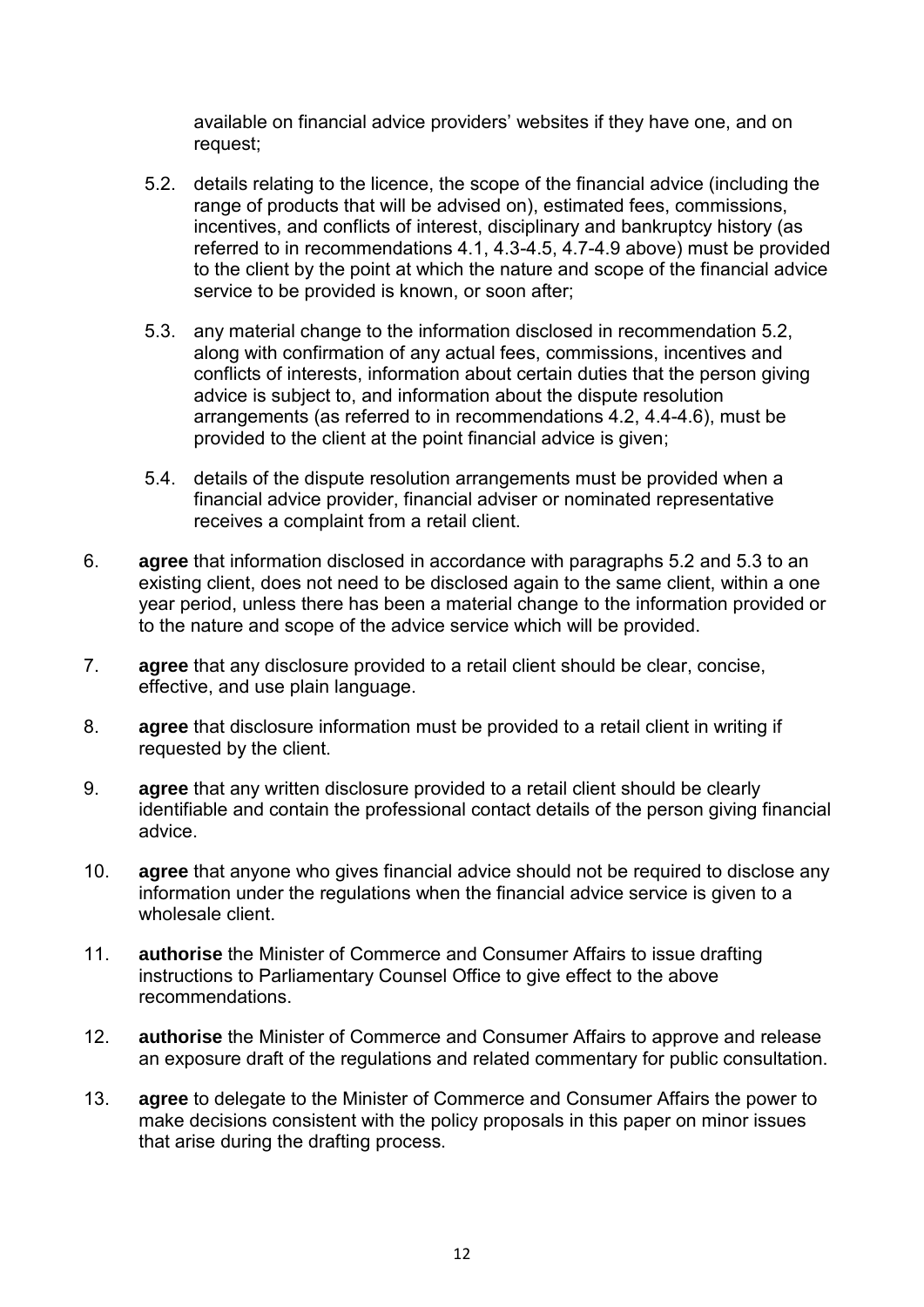available on financial advice providers' websites if they have one, and on request;

5.2. details relating to the licence, the scope of the financial advice (including the range of products that will be advised on), estimated fees, commissions, incentives, and conflicts of interest, disciplinary and bankruptcy history (as referred to in recommendations 4.1, 4.3-4.5, 4.7-4.9 above) must be provided to the client by the point at which the nature and scope of the financial advice service to be provided is known, or soon after;

5.3. any material change to the information disclosed in recommendation 5.2, along with confirmation of any actual fees, commissions, incentives and conflicts of interests, information about certain duties that the person giving advice is subject to, and information about the dispute resolution arrangements (as referred to in recommendations 4.2, 4.4-4.6), must be provided to the client at the point financial advice is given;

5.4. details of the dispute resolution arrangements must be provided when a financial advice provider, financial adviser or nominated representative receives a complaint from a retail client.

6. **agree** that information disclosed in accordance with paragraphs 5.2 and 5.3 to an existing client, does not need to be disclosed again to the same client, within a one year period, unless there has been a material change to the information provided or to the nature and scope of the advice service which will be provided.

7. **agree** that any disclosure provided to a retail client should be clear, concise, effective, and use plain language.

8. **agree** that disclosure information must be provided to a retail client in writing if requested by the client.

9. **agree** that any written disclosure provided to a retail client should be clearly identifiable and contain the professional contact details of the person giving financial advice.

10. **agree** that anyone who gives financial advice should not be required to disclose any information under the regulations when the financial advice service is given to a wholesale client.

11. **authorise** the Minister of Commerce and Consumer Affairs to issue drafting instructions to Parliamentary Counsel Office to give effect to the above recommendations.

12. **authorise** the Minister of Commerce and Consumer Affairs to approve and release an exposure draft of the regulations and related commentary for public consultation.

13. **agree** to delegate to the Minister of Commerce and Consumer Affairs the power to make decisions consistent with the policy proposals in this paper on minor issues that arise during the drafting process.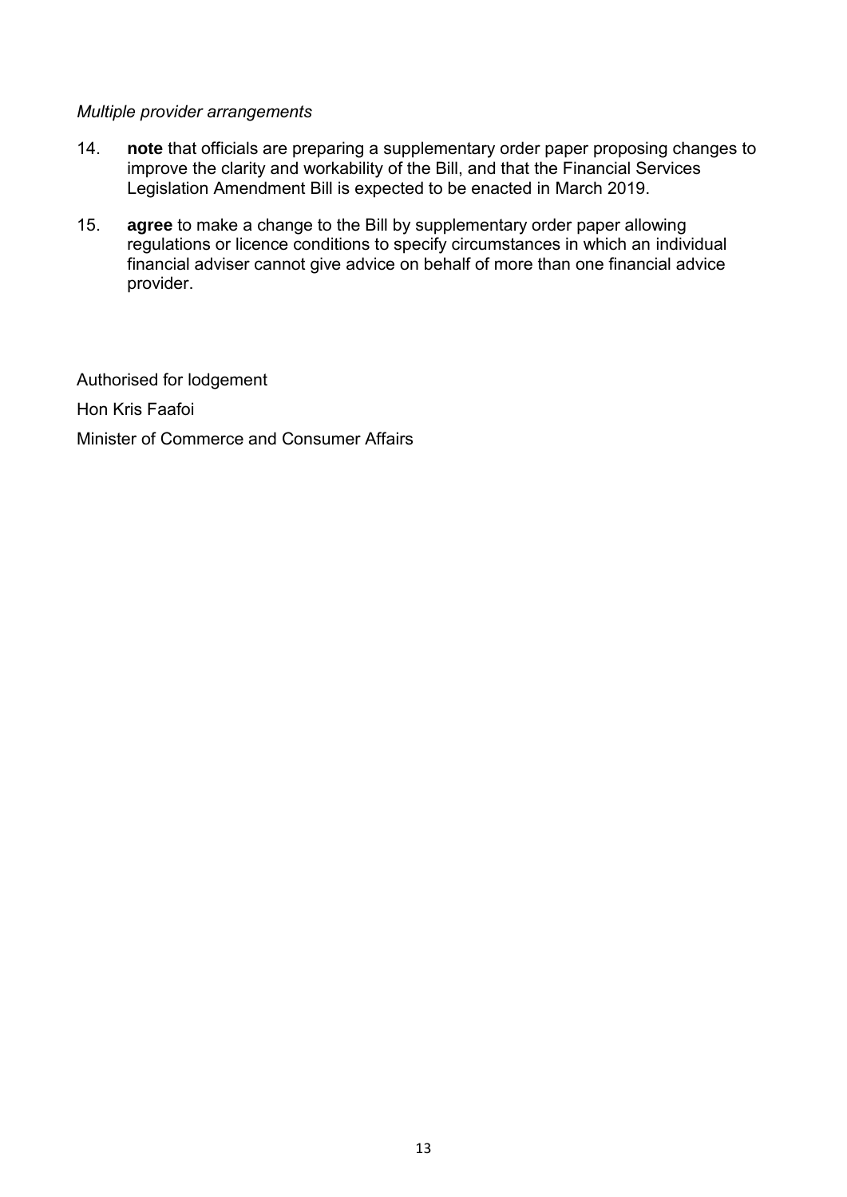*Multiple provider arrangements*

14. **note** that officials are preparing a supplementary order paper proposing changes to improve the clarity and workability of the Bill, and that the Financial Services Legislation Amendment Bill is expected to be enacted in March 2019.

15. **agree** to make a change to the Bill by supplementary order paper allowing regulations or licence conditions to specify circumstances in which an individual financial adviser cannot give advice on behalf of more than one financial advice provider.

Authorised for lodgement

Hon Kris Faafoi

Minister of Commerce and Consumer Affairs